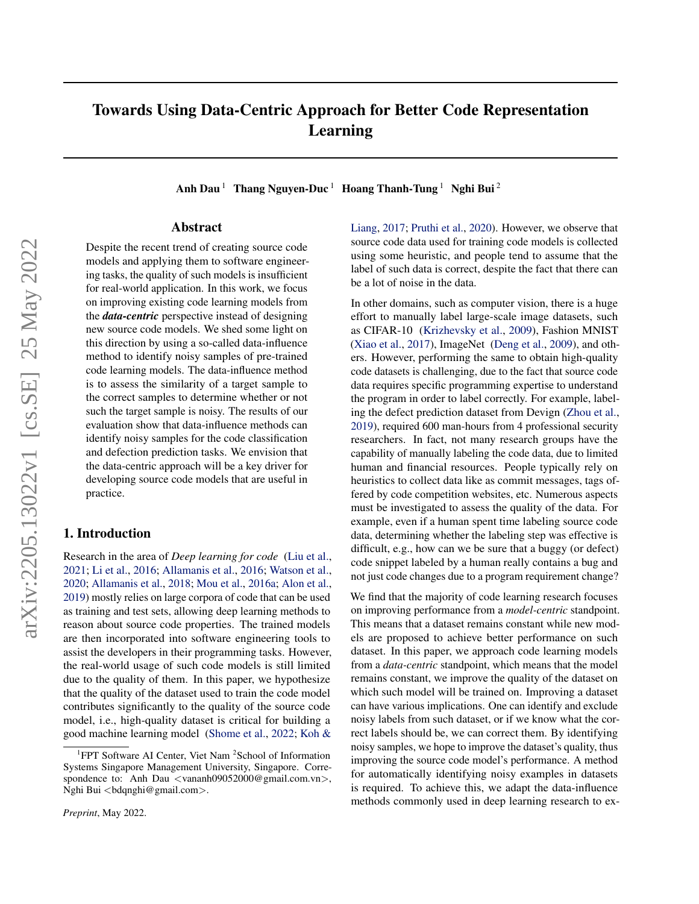# Towards Using Data-Centric Approach for Better Code Representation Learning

**Anh Dau** [1] **Thang Nguyen-Duc** [1] **Hoang Thanh-Tung** [1] **Nghi Bui** [2]

## Abstract

Despite the recent trend of creating source code models and applying them to software engineering tasks, the quality of such models is insufficient for real-world application. In this work, we focus on improving existing code learning models from the ***data-centric*** perspective instead of designing new source code models. We shed some light on this direction by using a so-called data-influence method to identify noisy samples of pre-trained code learning models. The data-influence method is to assess the similarity of a target sample to the correct samples to determine whether or not such the target sample is noisy. The results of our evaluation show that data-influence methods can identify noisy samples for the code classification and defection prediction tasks. We envision that the data-centric approach will be a key driver for developing source code models that are useful in practice.

## 1. Introduction

Research in the area of *Deep learning for code* (Liu et al., 2021; Li et al., 2016; Allamanis et al., 2016; Watson et al., 2020; Allamanis et al., 2018; Mou et al., 2016a; Alon et al., 2019) mostly relies on large corpora of code that can be used as training and test sets, allowing deep learning methods to reason about source code properties. The trained models are then incorporated into software engineering tools to assist the developers in their programming tasks. However, the real-world usage of such code models is still limited due to the quality of them. In this paper, we hypothesize that the quality of the dataset used to train the code model contributes significantly to the quality of the source code model, i.e., high-quality dataset is critical for building a good machine learning model (Shome et al., 2022; Koh & Liang, 2017; Pruthi et al., 2020). However, we observe that source code data used for training code models is collected using some heuristic, and people tend to assume that the label of such data is correct, despite the fact that there can be a lot of noise in the data.

In other domains, such as computer vision, there is a huge effort to manually label large-scale image datasets, such as CIFAR-10 (Krizhevsky et al., 2009), Fashion MNIST (Xiao et al., 2017), ImageNet (Deng et al., 2009), and others. However, performing the same to obtain high-quality code datasets is challenging, due to the fact that source code data requires specific programming expertise to understand the program in order to label correctly. For example, labeling the defect prediction dataset from Devign (Zhou et al., 2019), required 600 man-hours from 4 professional security researchers. In fact, not many research groups have the capability of manually labeling the code data, due to limited human and financial resources. People typically rely on heuristics to collect data like as commit messages, tags offered by code competition websites, etc. Numerous aspects must be investigated to assess the quality of the data. For example, even if a human spent time labeling source code data, determining whether the labeling step was effective is difficult, e.g., how can we be sure that a buggy (or defect) code snippet labeled by a human really contains a bug and not just code changes due to a program requirement change?

We find that the majority of code learning research focuses on improving performance from a *model-centric* standpoint. This means that a dataset remains constant while new models are proposed to achieve better performance on such dataset. In this paper, we approach code learning models from a *data-centric* standpoint, which means that the model remains constant, we improve the quality of the dataset on which such model will be trained on. Improving a dataset can have various implications. One can identify and exclude noisy labels from such dataset, or if we know what the correct labels should be, we can correct them. By identifying noisy samples, we hope to improve the dataset's quality, thus improving the source code model's performance. A method for automatically identifying noisy examples in datasets is required. To achieve this, we adapt the data-influence methods commonly used in deep learning research to ex-

[1]FPT Software AI Center, Viet Nam [2]School of Information Systems Singapore Management University, Singapore. Correspondence to: Anh Dau <vananh09052000@gmail.com.vn>, Nghi Bui <bdqnghi@gmail.com>.

*Preprint*, May 2022.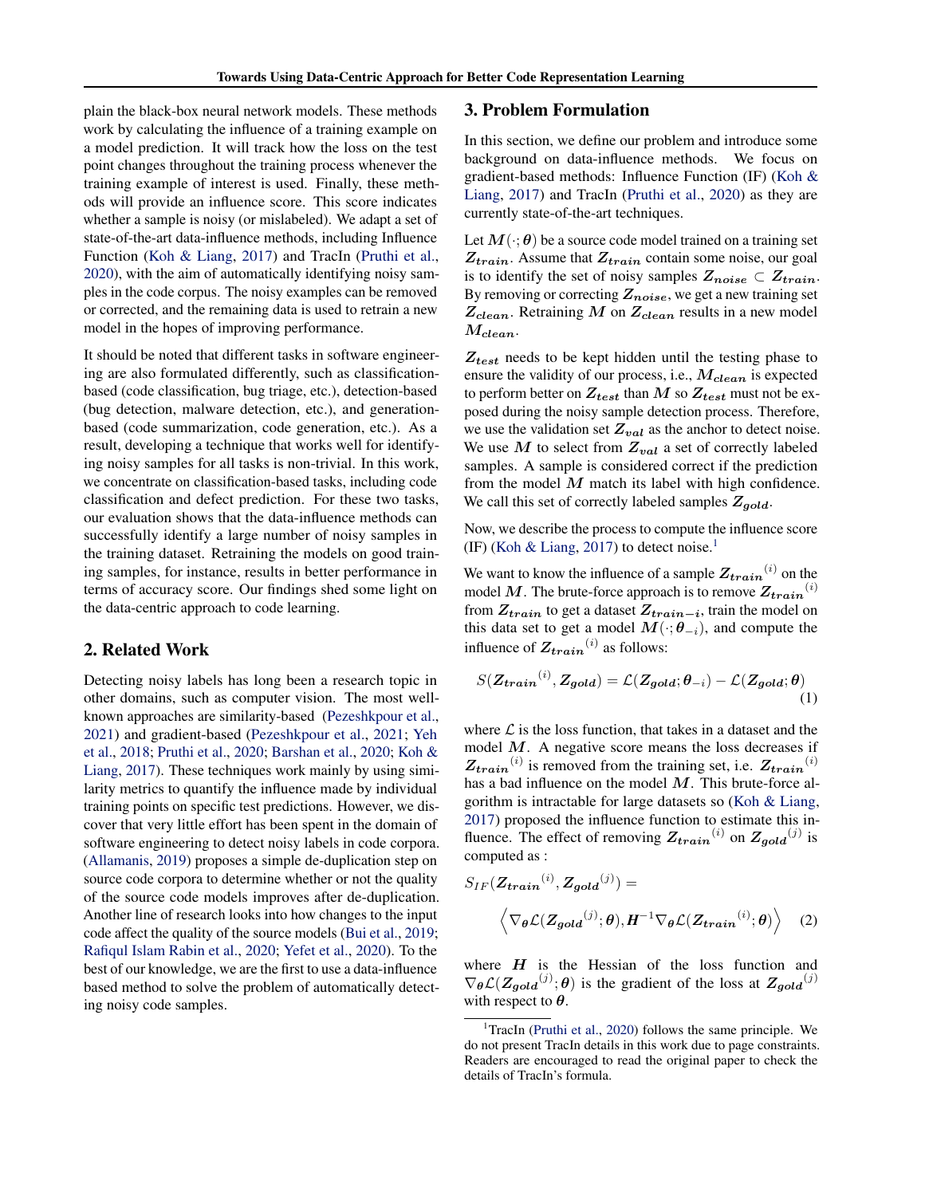plain the black-box neural network models. These methods work by calculating the influence of a training example on a model prediction. It will track how the loss on the test point changes throughout the training process whenever the training example of interest is used. Finally, these methods will provide an influence score. This score indicates whether a sample is noisy (or mislabeled). We adapt a set of state-of-the-art data-influence methods, including Influence Function (Koh & Liang, 2017) and TracIn (Pruthi et al., 2020), with the aim of automatically identifying noisy samples in the code corpus. The noisy examples can be removed or corrected, and the remaining data is used to retrain a new model in the hopes of improving performance.

It should be noted that different tasks in software engineering are also formulated differently, such as classification-based (code classification, bug triage, etc.), detection-based (bug detection, malware detection, etc.), and generation-based (code summarization, code generation, etc.). As a result, developing a technique that works well for identifying noisy samples for all tasks is non-trivial. In this work, we concentrate on classification-based tasks, including code classification and defect prediction. For these two tasks, our evaluation shows that the data-influence methods can successfully identify a large number of noisy samples in the training dataset. Retraining the models on good training samples, for instance, results in better performance in terms of accuracy score. Our findings shed some light on the data-centric approach to code learning.

## 2. Related Work

Detecting noisy labels has long been a research topic in other domains, such as computer vision. The most well-known approaches are similarity-based (Pezeshkpour et al., 2021) and gradient-based (Pezeshkpour et al., 2021; Yeh et al., 2018; Pruthi et al., 2020; Barshan et al., 2020; Koh & Liang, 2017). These techniques work mainly by using similarity metrics to quantify the influence made by individual training points on specific test predictions. However, we discover that very little effort has been spent in the domain of software engineering to detect noisy labels in code corpora. (Allamanis, 2019) proposes a simple de-duplication step on source code corpora to determine whether or not the quality of the source code models improves after de-duplication. Another line of research looks into how changes to the input code affect the quality of the source models (Bui et al., 2019; Rafiqul Islam Rabin et al., 2020; Yefet et al., 2020). To the best of our knowledge, we are the first to use a data-influence based method to solve the problem of automatically detecting noisy code samples.

## 3. Problem Formulation

In this section, we define our problem and introduce some background on data-influence methods. We focus on gradient-based methods: Influence Function (IF) (Koh & Liang, 2017) and TracIn (Pruthi et al., 2020) as they are currently state-of-the-art techniques.

Let $\boldsymbol{M}(\cdot;\boldsymbol{\theta})$ be a source code model trained on a training set $\boldsymbol{Z_{train}}$. Assume that $\boldsymbol{Z_{train}}$ contain some noise, our goal is to identify the set of noisy samples $\boldsymbol{Z_{noise}} \subset \boldsymbol{Z_{train}}$. By removing or correcting $\boldsymbol{Z_{noise}}$, we get a new training set $\boldsymbol{Z_{clean}}$. Retraining $\boldsymbol{M}$ on $\boldsymbol{Z_{clean}}$ results in a new model $\boldsymbol{M_{clean}}$.

$\boldsymbol{Z_{test}}$ needs to be kept hidden until the testing phase to ensure the validity of our process, i.e., $\boldsymbol{M_{clean}}$ is expected to perform better on $\boldsymbol{Z_{test}}$ than $\boldsymbol{M}$ so $\boldsymbol{Z_{test}}$ must not be exposed during the noisy sample detection process. Therefore, we use the validation set $\boldsymbol{Z_{val}}$ as the anchor to detect noise. We use $\boldsymbol{M}$ to select from $\boldsymbol{Z_{val}}$ a set of correctly labeled samples. A sample is considered correct if the prediction from the model $\boldsymbol{M}$ match its label with high confidence. We call this set of correctly labeled samples $\boldsymbol{Z_{gold}}$.

Now, we describe the process to compute the influence score (IF) (Koh & Liang, 2017) to detect noise.[1]

We want to know the influence of a sample $\boldsymbol{Z_{train}}^{(i)}$ on the model $\boldsymbol{M}$. The brute-force approach is to remove $\boldsymbol{Z_{train}}^{(i)}$ from $\boldsymbol{Z_{train}}$ to get a dataset $\boldsymbol{Z_{train-i}}$, train the model on this data set to get a model $\boldsymbol{M}(\cdot;\boldsymbol{\theta}_{-i})$, and compute the influence of $\boldsymbol{Z_{train}}^{(i)}$ as follows:

$$S(\boldsymbol{Z_{train}}^{(i)}, \boldsymbol{Z_{gold}}) = \mathcal{L}(\boldsymbol{Z_{gold}}; \boldsymbol{\theta}_{-i}) - \mathcal{L}(\boldsymbol{Z_{gold}}; \boldsymbol{\theta}) \tag{1}$$

where $\mathcal{L}$ is the loss function, that takes in a dataset and the model $\boldsymbol{M}$. A negative score means the loss decreases if $\boldsymbol{Z_{train}}^{(i)}$ is removed from the training set, i.e. $\boldsymbol{Z_{train}}^{(i)}$ has a bad influence on the model $\boldsymbol{M}$. This brute-force algorithm is intractable for large datasets so (Koh & Liang, 2017) proposed the influence function to estimate this influence. The effect of removing $\boldsymbol{Z_{train}}^{(i)}$ on $\boldsymbol{Z_{gold}}^{(j)}$ is computed as :

$$S_{IF}(\boldsymbol{Z_{train}}^{(i)}, \boldsymbol{Z_{gold}}^{(j)}) = \Big\langle \nabla_{\boldsymbol{\theta}}\mathcal{L}(\boldsymbol{Z_{gold}}^{(j)}; \boldsymbol{\theta}), \boldsymbol{H}^{-1}\nabla_{\boldsymbol{\theta}}\mathcal{L}(\boldsymbol{Z_{train}}^{(i)}; \boldsymbol{\theta}) \Big\rangle \tag{2}$$

where $\boldsymbol{H}$ is the Hessian of the loss function and $\nabla_{\boldsymbol{\theta}}\mathcal{L}(\boldsymbol{Z_{gold}}^{(j)}; \boldsymbol{\theta})$ is the gradient of the loss at $\boldsymbol{Z_{gold}}^{(j)}$ with respect to $\boldsymbol{\theta}$.

[1] TracIn (Pruthi et al., 2020) follows the same principle. We do not present TracIn details in this work due to page constraints. Readers are encouraged to read the original paper to check the details of TracIn's formula.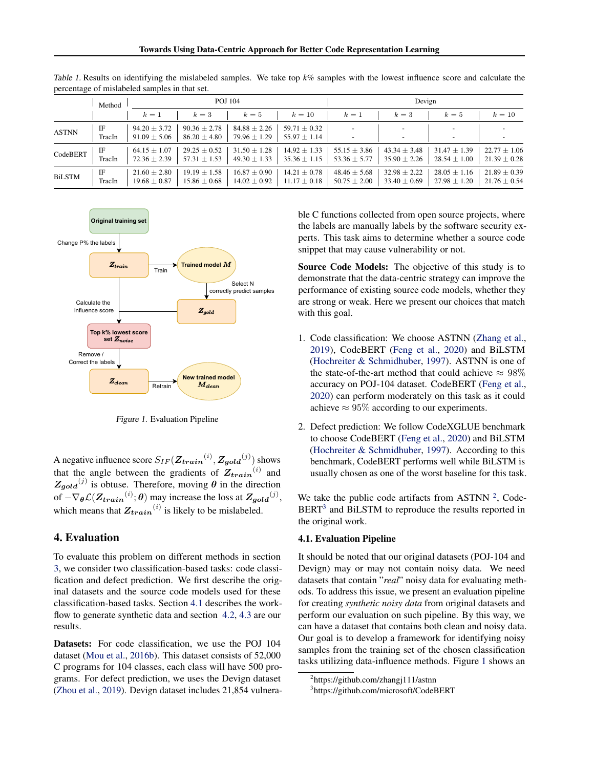*Table 1.* Results on identifying the mislabeled samples. We take top $k$% samples with the lowest influence score and calculate the percentage of mislabeled samples in that set.

| | Method | POJ 104 | | | | Devign | | | |
|---|---|---|---|---|---|---|---|---|---|
| | | $k=1$ | $k=3$ | $k=5$ | $k=10$ | $k=1$ | $k=3$ | $k=5$ | $k=10$ |
| ASTNN | IF | $94.20 \pm 3.72$ | $90.36 \pm 2.78$ | $84.88 \pm 2.26$ | $59.71 \pm 0.32$ | - | - | - | - |
| | TracIn | $91.09 \pm 5.06$ | $86.20 \pm 4.80$ | $79.96 \pm 1.29$ | $55.97 \pm 1.14$ | - | - | - | - |
| CodeBERT | IF | $64.15 \pm 1.07$ | $29.25 \pm 0.52$ | $31.50 \pm 1.28$ | $14.92 \pm 1.33$ | $55.15 \pm 3.86$ | $43.34 \pm 3.48$ | $31.47 \pm 1.39$ | $22.77 \pm 1.06$ |
| | TracIn | $72.36 \pm 2.39$ | $57.31 \pm 1.53$ | $49.30 \pm 1.33$ | $35.36 \pm 1.15$ | $53.36 \pm 5.77$ | $35.90 \pm 2.26$ | $28.54 \pm 1.00$ | $21.39 \pm 0.28$ |
| BiLSTM | IF | $21.60 \pm 2.80$ | $19.19 \pm 1.58$ | $16.87 \pm 0.90$ | $14.21 \pm 0.78$ | $48.46 \pm 5.68$ | $32.98 \pm 2.22$ | $28.05 \pm 1.16$ | $21.89 \pm 0.39$ |
| | TracIn | $19.68 \pm 0.87$ | $15.86 \pm 0.68$ | $14.02 \pm 0.92$ | $11.17 \pm 0.18$ | $50.75 \pm 2.00$ | $33.40 \pm 0.69$ | $27.98 \pm 1.20$ | $21.76 \pm 0.54$ |

Original training set → Change P% the labels → $Z_{train}$ → Train → Trained model $M$ → Select N correctly predict samples → $Z_{gold}$ → Calculate the influence score → Top k% lowest score set $Z_{noise}$ → Remove / Correct the labels → $Z_{clean}$ → Retrain → New trained model $M_{clean}$

*Figure 1.* Evaluation Pipeline

A negative influence score $S_{IF}({Z_{train}}^{(i)}, {Z_{gold}}^{(j)})$ shows that the angle between the gradients of ${Z_{train}}^{(i)}$ and ${Z_{gold}}^{(j)}$ is obtuse. Therefore, moving $\theta$ in the direction of $-\nabla_{\theta}\mathcal{L}({Z_{train}}^{(i)}; \theta)$ may increase the loss at ${Z_{gold}}^{(j)}$, which means that ${Z_{train}}^{(i)}$ is likely to be mislabeled.

## 4. Evaluation

To evaluate this problem on different methods in section 3, we consider two classification-based tasks: code classification and defect prediction. We first describe the original datasets and the source code models used for these classification-based tasks. Section 4.1 describes the workflow to generate synthetic data and section 4.2, 4.3 are our results.

**Datasets:** For code classification, we use the POJ 104 dataset (Mou et al., 2016b). This dataset consists of 52,000 C programs for 104 classes, each class will have 500 programs. For defect prediction, we uses the Devign dataset (Zhou et al., 2019). Devign dataset includes 21,854 vulnerable C functions collected from open source projects, where the labels are manually labels by the software security experts. This task aims to determine whether a source code snippet that may cause vulnerability or not.

**Source Code Models:** The objective of this study is to demonstrate that the data-centric strategy can improve the performance of existing source code models, whether they are strong or weak. Here we present our choices that match with this goal.

1. Code classification: We choose ASTNN (Zhang et al., 2019), CodeBERT (Feng et al., 2020) and BiLSTM (Hochreiter & Schmidhuber, 1997). ASTNN is one of the state-of-the-art method that could achieve $\approx 98\%$ accuracy on POJ-104 dataset. CodeBERT (Feng et al., 2020) can perform moderately on this task as it could achieve $\approx 95\%$ according to our experiments.

2. Defect prediction: We follow CodeXGLUE benchmark to choose CodeBERT (Feng et al., 2020) and BiLSTM (Hochreiter & Schmidhuber, 1997). According to this benchmark, CodeBERT performs well while BiLSTM is usually chosen as one of the worst baseline for this task.

We take the public code artifacts from ASTNN [2], CodeBERT[3] and BiLSTM to reproduce the results reported in the original work.

### 4.1. Evaluation Pipeline

It should be noted that our original datasets (POJ-104 and Devign) may or may not contain noisy data. We need datasets that contain "*real*" noisy data for evaluating methods. To address this issue, we present an evaluation pipeline for creating *synthetic noisy data* from original datasets and perform our evaluation on such pipeline. By this way, we can have a dataset that contains both clean and noisy data. Our goal is to develop a framework for identifying noisy samples from the training set of the chosen classification tasks utilizing data-influence methods. Figure 1 shows an

[2] https://github.com/zhangj111/astnn

[3] https://github.com/microsoft/CodeBERT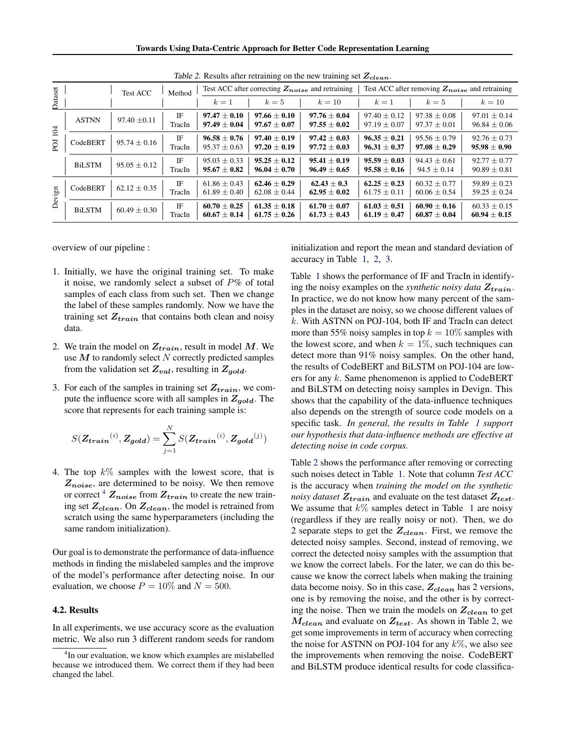Table 2. Results after retraining on the new training set $Z_{clean}$.

| Dataset | | Test ACC | Method | Test ACC after correcting $Z_{noise}$ and retraining | | | Test ACC after removing $Z_{noise}$ and retraining | | |
|---|---|---|---|---|---|---|---|---|---|
| | | | | $k = 1$ | $k = 5$ | $k = 10$ | $k = 1$ | $k = 5$ | $k = 10$ |
| POJ 104 | ASTNN | $97.40 \pm 0.11$ | IF | **$97.47 \pm 0.10$** | **$97.66 \pm 0.10$** | **$97.76 \pm 0.04$** | $97.40 \pm 0.12$ | $97.38 \pm 0.08$ | $97.01 \pm 0.14$ |
| | | | TracIn | **$97.49 \pm 0.04$** | **$97.67 \pm 0.07$** | **$97.55 \pm 0.02$** | $97.19 \pm 0.07$ | $97.37 \pm 0.01$ | $96.84 \pm 0.06$ |
| | CodeBERT | $95.74 \pm 0.16$ | IF | **$96.58 \pm 0.76$** | **$97.40 \pm 0.19$** | **$97.42 \pm 0.03$** | **$96.35 \pm 0.21$** | $95.56 \pm 0.79$ | $92.76 \pm 0.73$ |
| | | | TracIn | $95.37 \pm 0.63$ | **$97.20 \pm 0.19$** | **$97.72 \pm 0.03$** | **$96.31 \pm 0.37$** | **$97.08 \pm 0.29$** | **$95.98 \pm 0.90$** |
| | BiLSTM | $95.05 \pm 0.12$ | IF | $95.03 \pm 0.33$ | **$95.25 \pm 0.12$** | **$95.41 \pm 0.19$** | **$95.59 \pm 0.03$** | $94.43 \pm 0.61$ | $92.77 \pm 0.77$ |
| | | | TracIn | **$95.67 \pm 0.82$** | **$96.04 \pm 0.70$** | **$96.49 \pm 0.65$** | **$95.58 \pm 0.16$** | $94.5 \pm 0.14$ | $90.89 \pm 0.81$ |
| Devign | CodeBERT | $62.12 \pm 0.35$ | IF | $61.86 \pm 0.43$ | **$62.46 \pm 0.29$** | **$62.43 \pm 0.3$** | **$62.25 \pm 0.23$** | $60.32 \pm 0.77$ | $59.89 \pm 0.23$ |
| | | | TracIn | $61.89 \pm 0.40$ | $62.08 \pm 0.44$ | **$62.95 \pm 0.02$** | $61.75 \pm 0.11$ | $60.06 \pm 0.54$ | $59.25 \pm 0.24$ |
| | BiLSTM | $60.49 \pm 0.30$ | IF | **$60.70 \pm 0.25$** | **$61.35 \pm 0.18$** | **$61.70 \pm 0.07$** | **$61.03 \pm 0.51$** | **$60.90 \pm 0.16$** | $60.33 \pm 0.15$ |
| | | | TracIn | **$60.67 \pm 0.14$** | **$61.75 \pm 0.26$** | **$61.73 \pm 0.43$** | **$61.19 \pm 0.47$** | **$60.87 \pm 0.04$** | **$60.94 \pm 0.15$** |

overview of our pipeline :

1. Initially, we have the original training set. To make it noise, we randomly select a subset of $P\%$ of total samples of each class from such set. Then we change the label of these samples randomly. Now we have the training set $Z_{train}$ that contains both clean and noisy data.
2. We train the model on $Z_{train}$, result in model $M$. We use $M$ to randomly select $N$ correctly predicted samples from the validation set $Z_{val}$, resulting in $Z_{gold}$.
3. For each of the samples in training set $Z_{train}$, we compute the influence score with all samples in $Z_{gold}$. The score that represents for each training sample is:

$$S({Z_{train}}^{(i)}, Z_{gold}) = \sum_{j=1}^{N} S({Z_{train}}^{(i)}, {Z_{gold}}^{(j)})$$

4. The top $k\%$ samples with the lowest score, that is $Z_{noise}$, are determined to be noisy. We then remove or correct [4] $Z_{noise}$ from $Z_{train}$ to create the new training set $Z_{clean}$. On $Z_{clean}$, the model is retrained from scratch using the same hyperparameters (including the same random initialization).

Our goal is to demonstrate the performance of data-influence methods in finding the mislabeled samples and the improve of the model's performance after detecting noise. In our evaluation, we choose $P = 10\%$ and $N = 500$.

### 4.2. Results

In all experiments, we use accuracy score as the evaluation metric. We also run 3 different random seeds for random initialization and report the mean and standard deviation of accuracy in Table 1, 2, 3.

Table 1 shows the performance of IF and TracIn in identifying the noisy examples on the *synthetic noisy data* $Z_{train}$. In practice, we do not know how many percent of the samples in the dataset are noisy, so we choose different values of $k$. With ASTNN on POJ-104, both IF and TracIn can detect more than 55% noisy samples in top $k = 10\%$ samples with the lowest score, and when $k = 1\%$, such techniques can detect more than 91% noisy samples. On the other hand, the results of CodeBERT and BiLSTM on POJ-104 are lowers for any $k$. Same phenomenon is applied to CodeBERT and BiLSTM on detecting noisy samples in Devign. This shows that the capability of the data-influence techniques also depends on the strength of source code models on a specific task. *In general, the results in Table 1 support our hypothesis that data-influence methods are effective at detecting noise in code corpus.*

Table 2 shows the performance after removing or correcting such noises detect in Table 1. Note that column *Test ACC* is the accuracy when *training the model on the synthetic noisy dataset* $Z_{train}$ and evaluate on the test dataset $Z_{test}$. We assume that $k\%$ samples detect in Table 1 are noisy (regardless if they are really noisy or not). Then, we do 2 separate steps to get the $Z_{clean}$. First, we remove the detected noisy samples. Second, instead of removing, we correct the detected noisy samples with the assumption that we know the correct labels. For the later, we can do this because we know the correct labels when making the training data become noisy. So in this case, $Z_{clean}$ has 2 versions, one is by removing the noise, and the other is by correcting the noise. Then we train the models on $Z_{clean}$ to get $M_{clean}$ and evaluate on $Z_{test}$. As shown in Table 2, we get some improvements in term of accuracy when correcting the noise for ASTNN on POJ-104 for any $k\%$, we also see the improvements when removing the noise. CodeBERT and BiLSTM produce identical results for code classifica-

[4] In our evaluation, we know which examples are mislabelled because we introduced them. We correct them if they had been changed the label.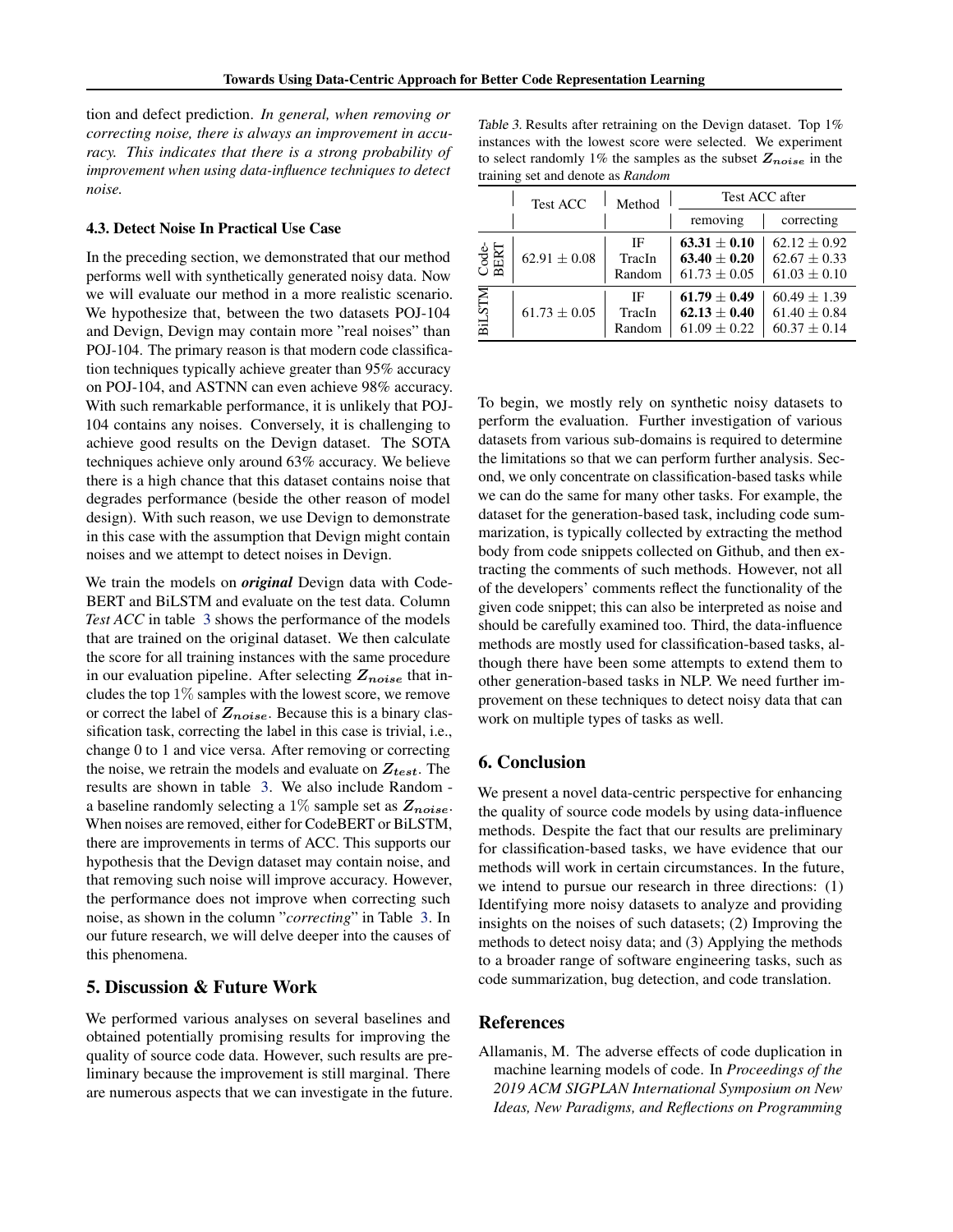tion and defect prediction. *In general, when removing or correcting noise, there is always an improvement in accuracy. This indicates that there is a strong probability of improvement when using data-influence techniques to detect noise.*

### 4.3. Detect Noise In Practical Use Case

In the preceding section, we demonstrated that our method performs well with synthetically generated noisy data. Now we will evaluate our method in a more realistic scenario. We hypothesize that, between the two datasets POJ-104 and Devign, Devign may contain more "real noises" than POJ-104. The primary reason is that modern code classification techniques typically achieve greater than 95% accuracy on POJ-104, and ASTNN can even achieve 98% accuracy. With such remarkable performance, it is unlikely that POJ-104 contains any noises. Conversely, it is challenging to achieve good results on the Devign dataset. The SOTA techniques achieve only around 63% accuracy. We believe there is a high chance that this dataset contains noise that degrades performance (beside the other reason of model design). With such reason, we use Devign to demonstrate in this case with the assumption that Devign might contain noises and we attempt to detect noises in Devign.

We train the models on ***original*** Devign data with CodeBERT and BiLSTM and evaluate on the test data. Column *Test ACC* in table 3 shows the performance of the models that are trained on the original dataset. We then calculate the score for all training instances with the same procedure in our evaluation pipeline. After selecting $Z_{noise}$ that includes the top $1\%$ samples with the lowest score, we remove or correct the label of $Z_{noise}$. Because this is a binary classification task, correcting the label in this case is trivial, i.e., change 0 to 1 and vice versa. After removing or correcting the noise, we retrain the models and evaluate on $Z_{test}$. The results are shown in table 3. We also include Random - a baseline randomly selecting a $1\%$ sample set as $Z_{noise}$. When noises are removed, either for CodeBERT or BiLSTM, there are improvements in terms of ACC. This supports our hypothesis that the Devign dataset may contain noise, and that removing such noise will improve accuracy. However, the performance does not improve when correcting such noise, as shown in the column "*correcting*" in Table 3. In our future research, we will delve deeper into the causes of this phenomena.

Table 3. Results after retraining on the Devign dataset. Top 1% instances with the lowest score were selected. We experiment to select randomly 1% the samples as the subset $Z_{noise}$ in the training set and denote as *Random*

| | Test ACC | Method | Test ACC after | |
|---|---|---|---|---|
| | | | removing | correcting |
| CodeBERT | $62.91 \pm 0.08$ | IF | **$63.31 \pm 0.10$** | $62.12 \pm 0.92$ |
| | | TracIn | **$63.40 \pm 0.20$** | $62.67 \pm 0.33$ |
| | | Random | $61.73 \pm 0.05$ | $61.03 \pm 0.10$ |
| BiLSTM | $61.73 \pm 0.05$ | IF | **$61.79 \pm 0.49$** | $60.49 \pm 1.39$ |
| | | TracIn | **$62.13 \pm 0.40$** | $61.40 \pm 0.84$ |
| | | Random | $61.09 \pm 0.22$ | $60.37 \pm 0.14$ |

## 5. Discussion & Future Work

We performed various analyses on several baselines and obtained potentially promising results for improving the quality of source code data. However, such results are preliminary because the improvement is still marginal. There are numerous aspects that we can investigate in the future. To begin, we mostly rely on synthetic noisy datasets to perform the evaluation. Further investigation of various datasets from various sub-domains is required to determine the limitations so that we can perform further analysis. Second, we only concentrate on classification-based tasks while we can do the same for many other tasks. For example, the dataset for the generation-based task, including code summarization, is typically collected by extracting the method body from code snippets collected on Github, and then extracting the comments of such methods. However, not all of the developers' comments reflect the functionality of the given code snippet; this can also be interpreted as noise and should be carefully examined too. Third, the data-influence methods are mostly used for classification-based tasks, although there have been some attempts to extend them to other generation-based tasks in NLP. We need further improvement on these techniques to detect noisy data that can work on multiple types of tasks as well.

## 6. Conclusion

We present a novel data-centric perspective for enhancing the quality of source code models by using data-influence methods. Despite the fact that our results are preliminary for classification-based tasks, we have evidence that our methods will work in certain circumstances. In the future, we intend to pursue our research in three directions: (1) Identifying more noisy datasets to analyze and providing insights on the noises of such datasets; (2) Improving the methods to detect noisy data; and (3) Applying the methods to a broader range of software engineering tasks, such as code summarization, bug detection, and code translation.

## References

Allamanis, M. The adverse effects of code duplication in machine learning models of code. In *Proceedings of the 2019 ACM SIGPLAN International Symposium on New Ideas, New Paradigms, and Reflections on Programming*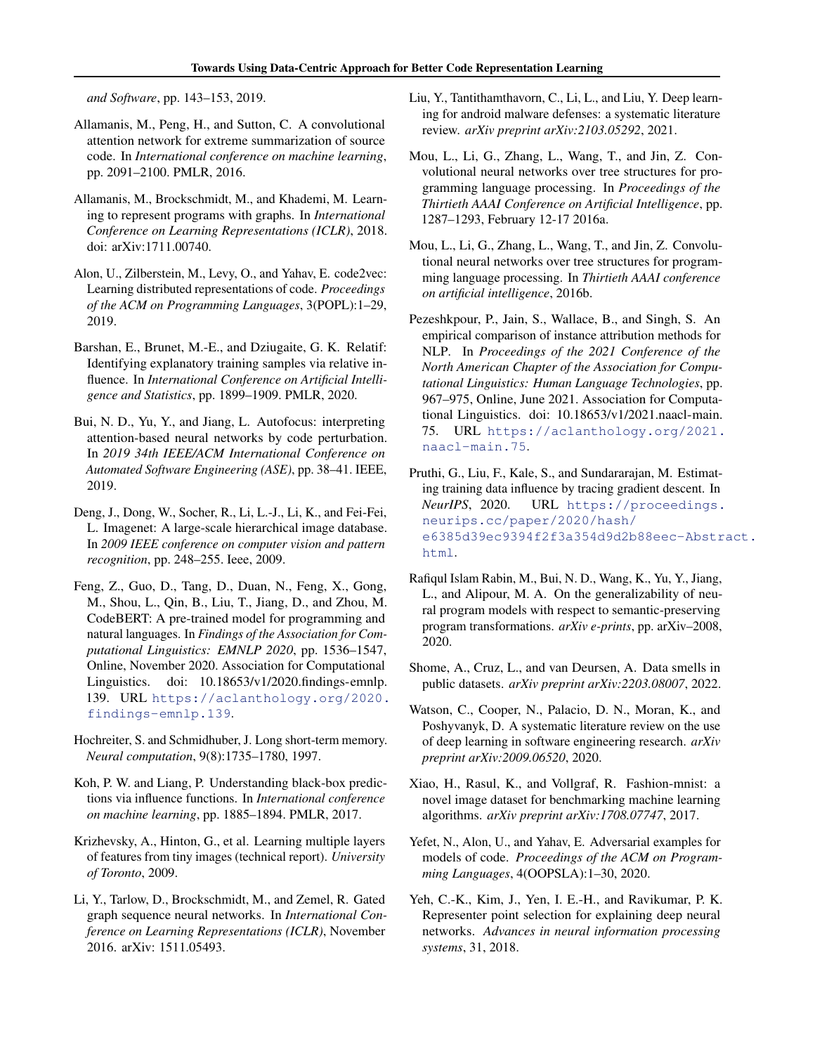*and Software*, pp. 143–153, 2019.

Allamanis, M., Peng, H., and Sutton, C. A convolutional attention network for extreme summarization of source code. In *International conference on machine learning*, pp. 2091–2100. PMLR, 2016.

Allamanis, M., Brockschmidt, M., and Khademi, M. Learning to represent programs with graphs. In *International Conference on Learning Representations (ICLR)*, 2018. doi: arXiv:1711.00740.

Alon, U., Zilberstein, M., Levy, O., and Yahav, E. code2vec: Learning distributed representations of code. *Proceedings of the ACM on Programming Languages*, 3(POPL):1–29, 2019.

Barshan, E., Brunet, M.-E., and Dziugaite, G. K. Relatif: Identifying explanatory training samples via relative influence. In *International Conference on Artificial Intelligence and Statistics*, pp. 1899–1909. PMLR, 2020.

Bui, N. D., Yu, Y., and Jiang, L. Autofocus: interpreting attention-based neural networks by code perturbation. In *2019 34th IEEE/ACM International Conference on Automated Software Engineering (ASE)*, pp. 38–41. IEEE, 2019.

Deng, J., Dong, W., Socher, R., Li, L.-J., Li, K., and Fei-Fei, L. Imagenet: A large-scale hierarchical image database. In *2009 IEEE conference on computer vision and pattern recognition*, pp. 248–255. Ieee, 2009.

Feng, Z., Guo, D., Tang, D., Duan, N., Feng, X., Gong, M., Shou, L., Qin, B., Liu, T., Jiang, D., and Zhou, M. CodeBERT: A pre-trained model for programming and natural languages. In *Findings of the Association for Computational Linguistics: EMNLP 2020*, pp. 1536–1547, Online, November 2020. Association for Computational Linguistics. doi: 10.18653/v1/2020.findings-emnlp.139. URL https://aclanthology.org/2020.findings-emnlp.139.

Hochreiter, S. and Schmidhuber, J. Long short-term memory. *Neural computation*, 9(8):1735–1780, 1997.

Koh, P. W. and Liang, P. Understanding black-box predictions via influence functions. In *International conference on machine learning*, pp. 1885–1894. PMLR, 2017.

Krizhevsky, A., Hinton, G., et al. Learning multiple layers of features from tiny images (technical report). *University of Toronto*, 2009.

Li, Y., Tarlow, D., Brockschmidt, M., and Zemel, R. Gated graph sequence neural networks. In *International Conference on Learning Representations (ICLR)*, November 2016. arXiv: 1511.05493.

Liu, Y., Tantithamthavorn, C., Li, L., and Liu, Y. Deep learning for android malware defenses: a systematic literature review. *arXiv preprint arXiv:2103.05292*, 2021.

Mou, L., Li, G., Zhang, L., Wang, T., and Jin, Z. Convolutional neural networks over tree structures for programming language processing. In *Proceedings of the Thirtieth AAAI Conference on Artificial Intelligence*, pp. 1287–1293, February 12-17 2016a.

Mou, L., Li, G., Zhang, L., Wang, T., and Jin, Z. Convolutional neural networks over tree structures for programming language processing. In *Thirtieth AAAI conference on artificial intelligence*, 2016b.

Pezeshkpour, P., Jain, S., Wallace, B., and Singh, S. An empirical comparison of instance attribution methods for NLP. In *Proceedings of the 2021 Conference of the North American Chapter of the Association for Computational Linguistics: Human Language Technologies*, pp. 967–975, Online, June 2021. Association for Computational Linguistics. doi: 10.18653/v1/2021.naacl-main.75. URL https://aclanthology.org/2021.naacl-main.75.

Pruthi, G., Liu, F., Kale, S., and Sundararajan, M. Estimating training data influence by tracing gradient descent. In *NeurIPS*, 2020. URL https://proceedings.neurips.cc/paper/2020/hash/e6385d39ec9394f2f3a354d9d2b88eec-Abstract.html.

Rafiqul Islam Rabin, M., Bui, N. D., Wang, K., Yu, Y., Jiang, L., and Alipour, M. A. On the generalizability of neural program models with respect to semantic-preserving program transformations. *arXiv e-prints*, pp. arXiv–2008, 2020.

Shome, A., Cruz, L., and van Deursen, A. Data smells in public datasets. *arXiv preprint arXiv:2203.08007*, 2022.

Watson, C., Cooper, N., Palacio, D. N., Moran, K., and Poshyvanyk, D. A systematic literature review on the use of deep learning in software engineering research. *arXiv preprint arXiv:2009.06520*, 2020.

Xiao, H., Rasul, K., and Vollgraf, R. Fashion-mnist: a novel image dataset for benchmarking machine learning algorithms. *arXiv preprint arXiv:1708.07747*, 2017.

Yefet, N., Alon, U., and Yahav, E. Adversarial examples for models of code. *Proceedings of the ACM on Programming Languages*, 4(OOPSLA):1–30, 2020.

Yeh, C.-K., Kim, J., Yen, I. E.-H., and Ravikumar, P. K. Representer point selection for explaining deep neural networks. *Advances in neural information processing systems*, 31, 2018.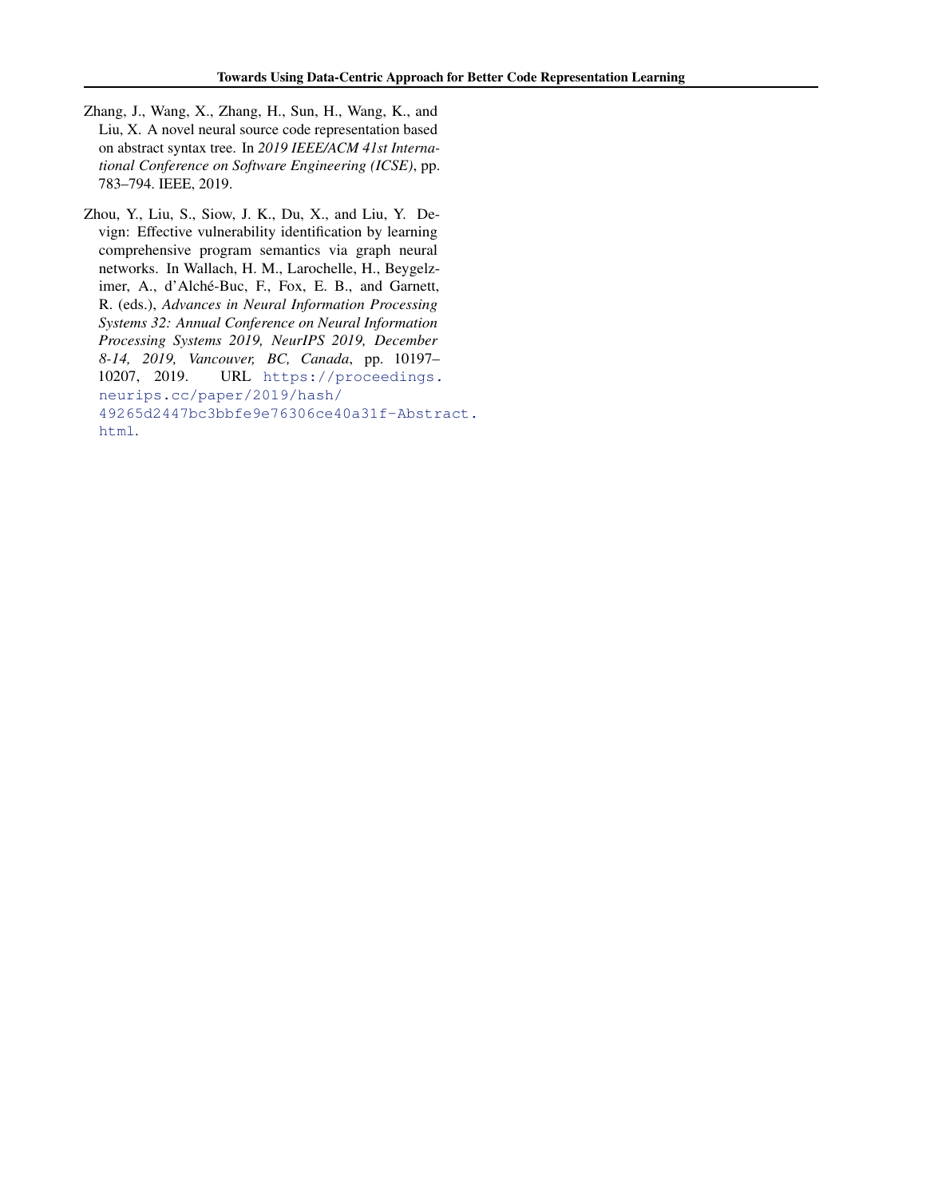Zhang, J., Wang, X., Zhang, H., Sun, H., Wang, K., and Liu, X. A novel neural source code representation based on abstract syntax tree. In *2019 IEEE/ACM 41st International Conference on Software Engineering (ICSE)*, pp. 783–794. IEEE, 2019.

Zhou, Y., Liu, S., Siow, J. K., Du, X., and Liu, Y. Devign: Effective vulnerability identification by learning comprehensive program semantics via graph neural networks. In Wallach, H. M., Larochelle, H., Beygelzimer, A., d'Alché-Buc, F., Fox, E. B., and Garnett, R. (eds.), *Advances in Neural Information Processing Systems 32: Annual Conference on Neural Information Processing Systems 2019, NeurIPS 2019, December 8-14, 2019, Vancouver, BC, Canada*, pp. 10197–10207, 2019. URL https://proceedings.neurips.cc/paper/2019/hash/49265d2447bc3bbfe9e76306ce40a31f-Abstract.html.